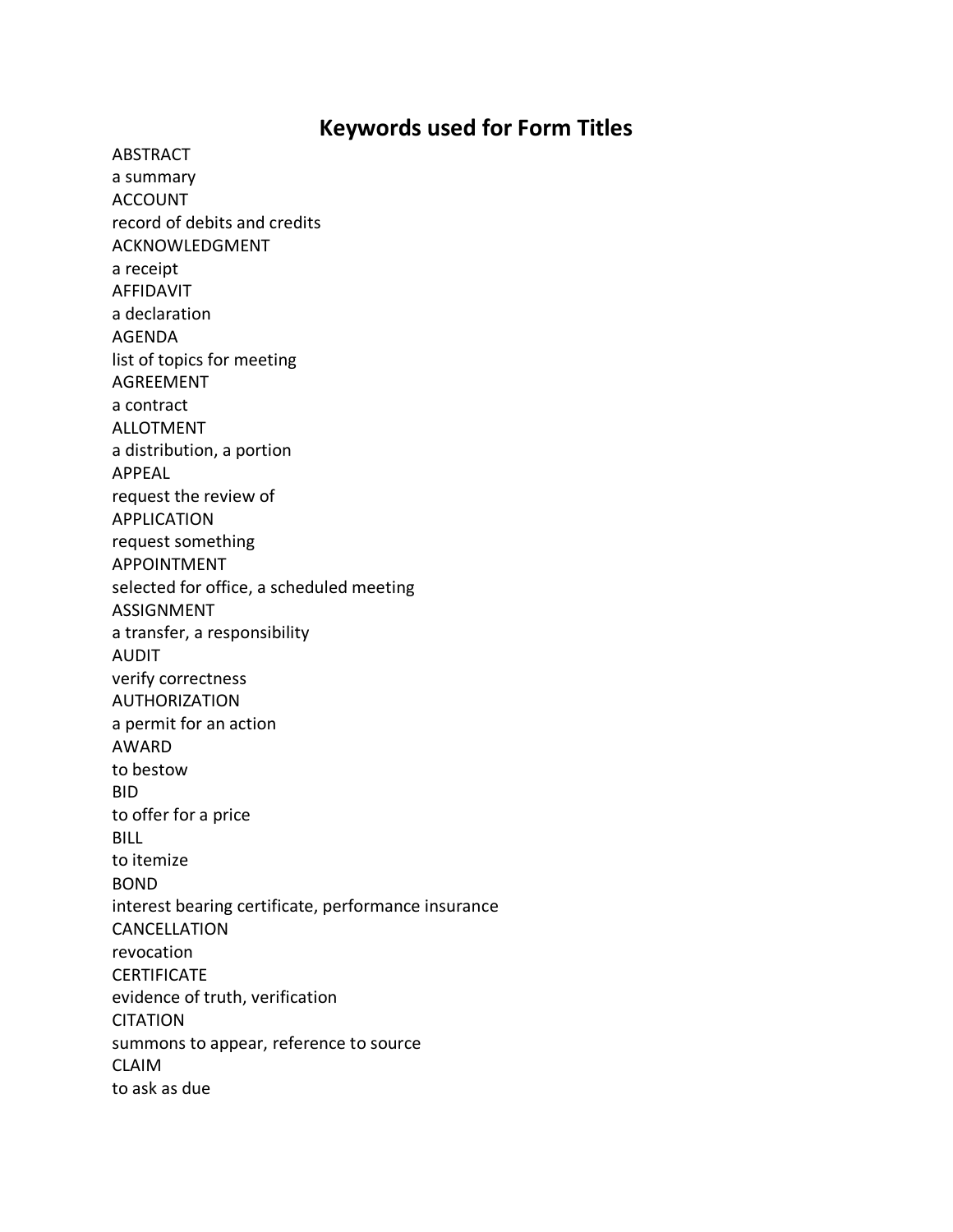# Keywords used for Form Titles

ABSTRACT
a summary
ACCOUNT
record of debits and credits
ACKNOWLEDGMENT
a receipt
AFFIDAVIT
a declaration
AGENDA
list of topics for meeting
AGREEMENT
a contract
ALLOTMENT
a distribution, a portion
APPEAL
request the review of
APPLICATION
request something
APPOINTMENT
selected for office, a scheduled meeting
ASSIGNMENT
a transfer, a responsibility
AUDIT
verify correctness
AUTHORIZATION
a permit for an action
AWARD
to bestow
BID
to offer for a price
BILL
to itemize
BOND
interest bearing certificate, performance insurance
CANCELLATION
revocation
CERTIFICATE
evidence of truth, verification
CITATION
summons to appear, reference to source
CLAIM
to ask as due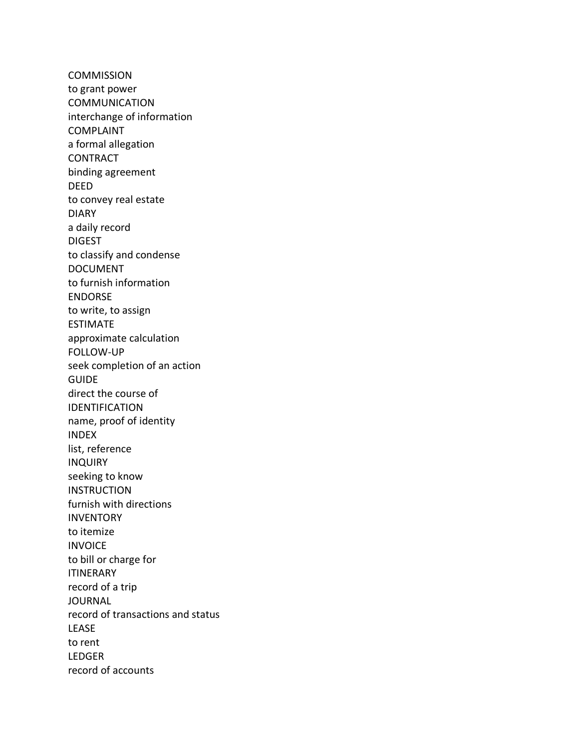COMMISSION

to grant power

COMMUNICATION

interchange of information

COMPLAINT

a formal allegation

CONTRACT

binding agreement

DEED

to convey real estate

DIARY

a daily record

DIGEST

to classify and condense

DOCUMENT

to furnish information

ENDORSE

to write, to assign

ESTIMATE

approximate calculation

FOLLOW-UP

seek completion of an action

GUIDE

direct the course of

IDENTIFICATION

name, proof of identity

INDEX

list, reference

INQUIRY

seeking to know

INSTRUCTION

furnish with directions

INVENTORY

to itemize

INVOICE

to bill or charge for

ITINERARY

record of a trip

JOURNAL

record of transactions and status

LEASE

to rent

LEDGER

record of accounts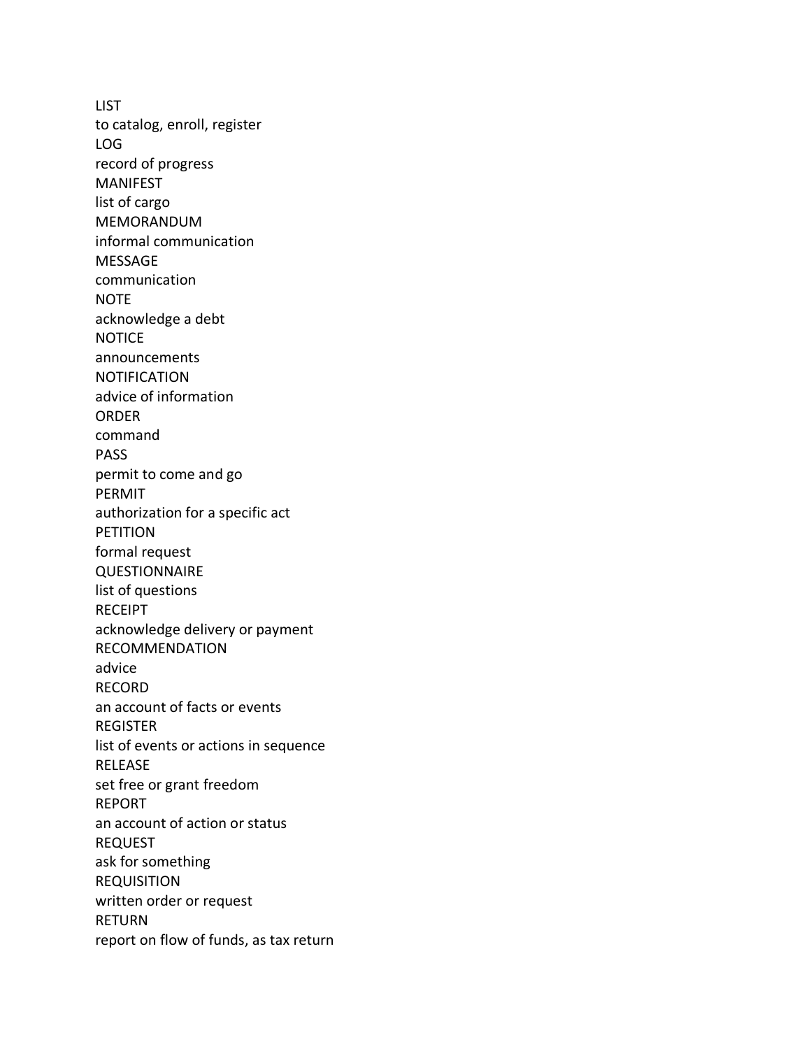LIST
to catalog, enroll, register
LOG
record of progress
MANIFEST
list of cargo
MEMORANDUM
informal communication
MESSAGE
communication
NOTE
acknowledge a debt
NOTICE
announcements
NOTIFICATION
advice of information
ORDER
command
PASS
permit to come and go
PERMIT
authorization for a specific act
PETITION
formal request
QUESTIONNAIRE
list of questions
RECEIPT
acknowledge delivery or payment
RECOMMENDATION
advice
RECORD
an account of facts or events
REGISTER
list of events or actions in sequence
RELEASE
set free or grant freedom
REPORT
an account of action or status
REQUEST
ask for something
REQUISITION
written order or request
RETURN
report on flow of funds, as tax return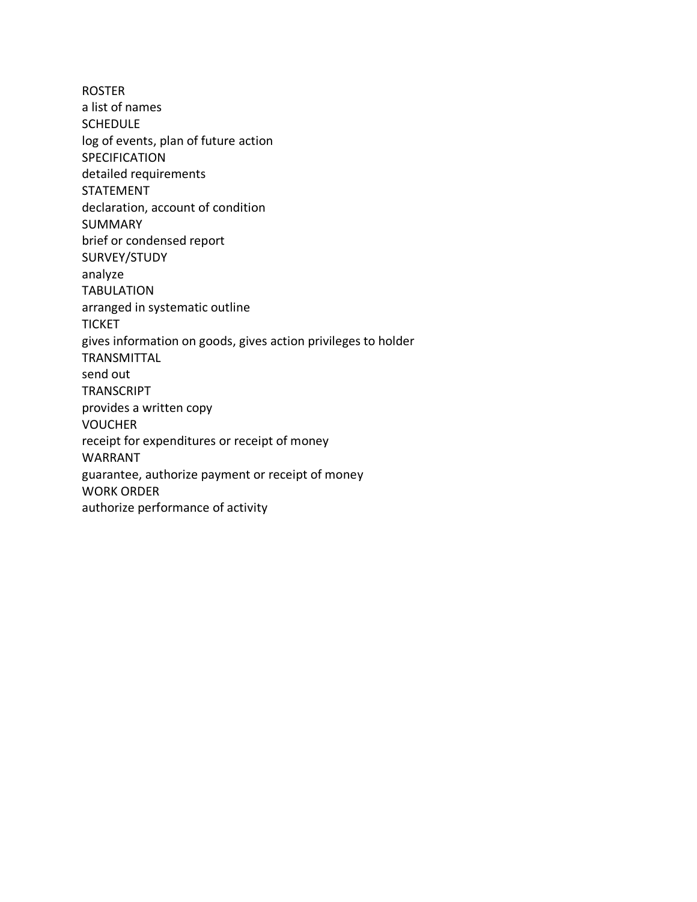ROSTER
a list of names
SCHEDULE
log of events, plan of future action
SPECIFICATION
detailed requirements
STATEMENT
declaration, account of condition
SUMMARY
brief or condensed report
SURVEY/STUDY
analyze
TABULATION
arranged in systematic outline
TICKET
gives information on goods, gives action privileges to holder
TRANSMITTAL
send out
TRANSCRIPT
provides a written copy
VOUCHER
receipt for expenditures or receipt of money
WARRANT
guarantee, authorize payment or receipt of money
WORK ORDER
authorize performance of activity